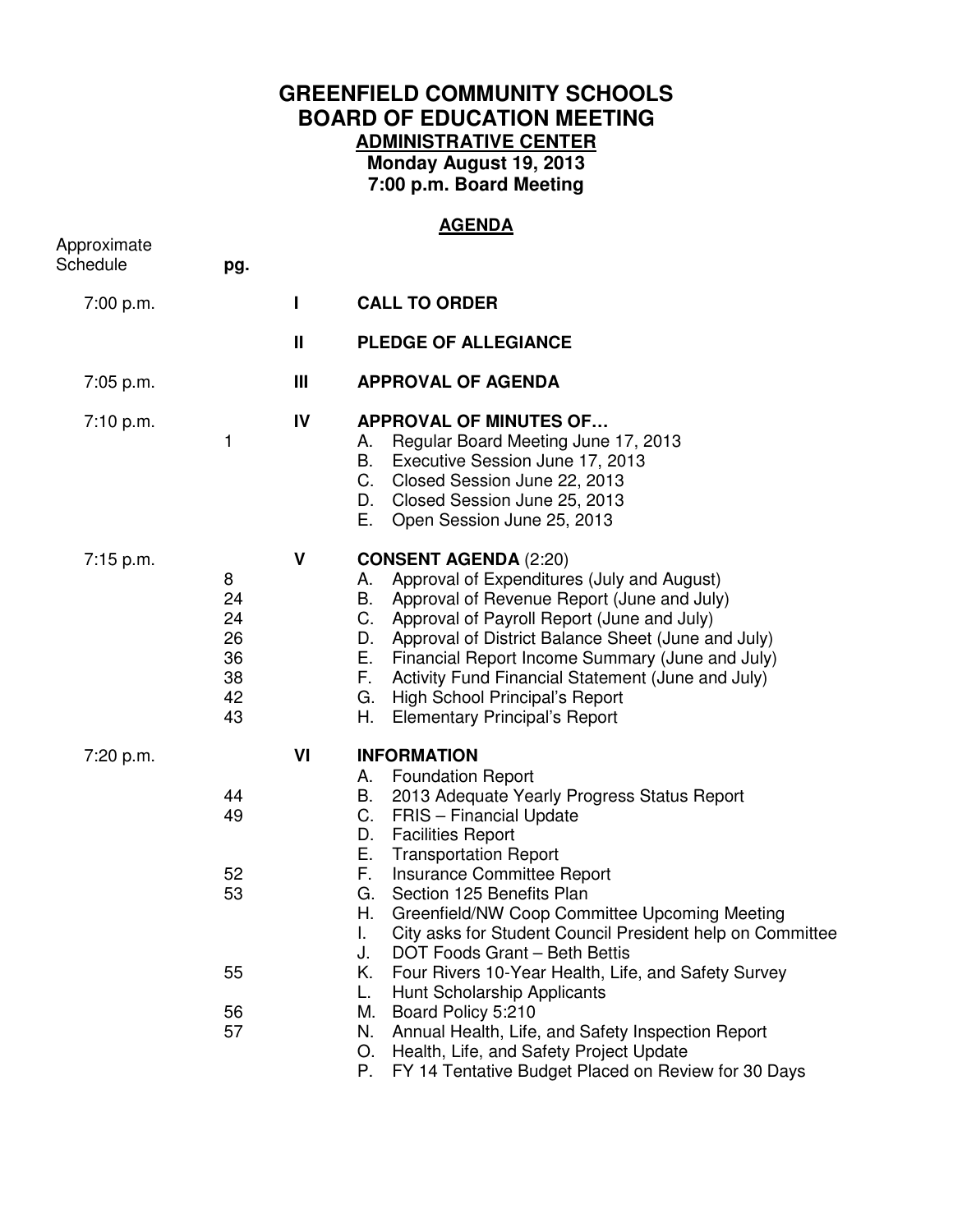# GREENFIELD COMMUNITY SCHOOLS
# BOARD OF EDUCATION MEETING
## ADMINISTRATIVE CENTER
### Monday August 19, 2013
### 7:00 p.m. Board Meeting

## AGENDA

| Approximate Schedule | pg. | | |
|---|---|---|---|
| 7:00 p.m. | | I | **CALL TO ORDER** |
| | | II | **PLEDGE OF ALLEGIANCE** |
| 7:05 p.m. | | III | **APPROVAL OF AGENDA** |
| 7:10 p.m. | | IV | **APPROVAL OF MINUTES OF…** |
| | 1 | | A. Regular Board Meeting June 17, 2013 |
| | | | B. Executive Session June 17, 2013 |
| | | | C. Closed Session June 22, 2013 |
| | | | D. Closed Session June 25, 2013 |
| | | | E. Open Session June 25, 2013 |
| 7:15 p.m. | | V | **CONSENT AGENDA** (2:20) |
| | 8 | | A. Approval of Expenditures (July and August) |
| | 24 | | B. Approval of Revenue Report (June and July) |
| | 24 | | C. Approval of Payroll Report (June and July) |
| | 26 | | D. Approval of District Balance Sheet (June and July) |
| | 36 | | E. Financial Report Income Summary (June and July) |
| | 38 | | F. Activity Fund Financial Statement (June and July) |
| | 42 | | G. High School Principal's Report |
| | 43 | | H. Elementary Principal's Report |
| 7:20 p.m. | | VI | **INFORMATION** |
| | | | A. Foundation Report |
| | 44 | | B. 2013 Adequate Yearly Progress Status Report |
| | 49 | | C. FRIS – Financial Update |
| | | | D. Facilities Report |
| | | | E. Transportation Report |
| | 52 | | F. Insurance Committee Report |
| | 53 | | G. Section 125 Benefits Plan |
| | | | H. Greenfield/NW Coop Committee Upcoming Meeting |
| | | | I. City asks for Student Council President help on Committee |
| | | | J. DOT Foods Grant – Beth Bettis |
| | 55 | | K. Four Rivers 10-Year Health, Life, and Safety Survey |
| | | | L. Hunt Scholarship Applicants |
| | 56 | | M. Board Policy 5:210 |
| | 57 | | N. Annual Health, Life, and Safety Inspection Report |
| | | | O. Health, Life, and Safety Project Update |
| | | | P. FY 14 Tentative Budget Placed on Review for 30 Days |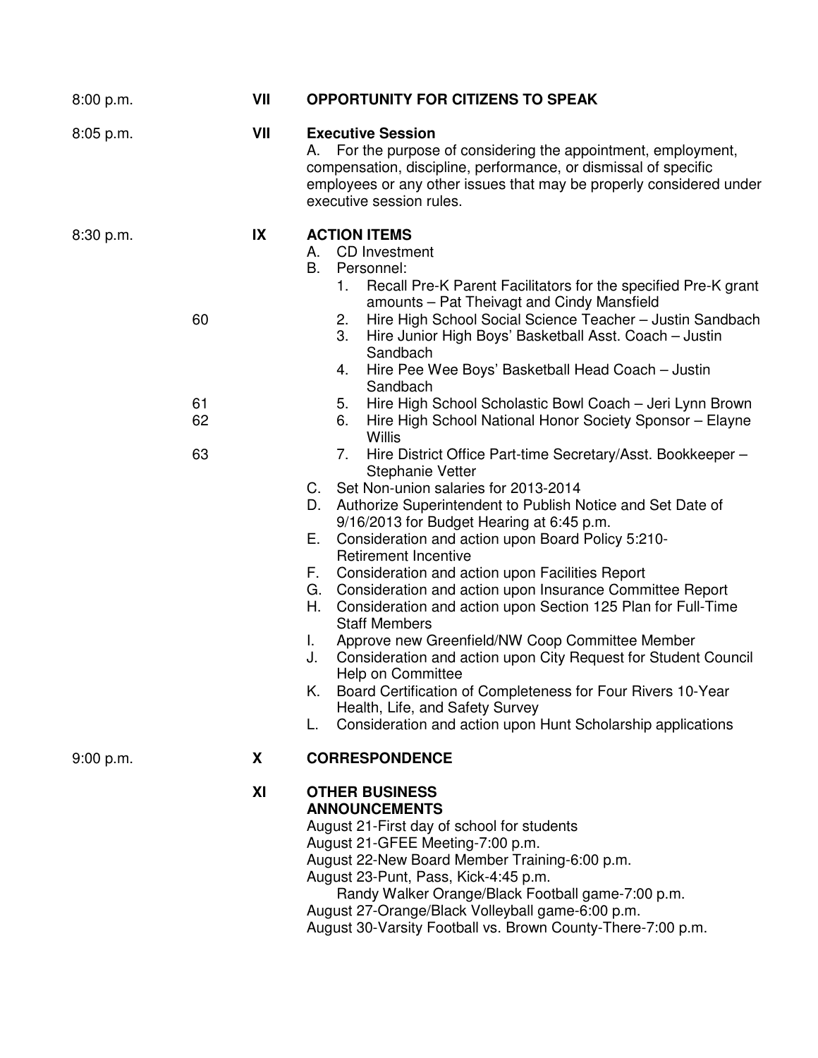8:00 p.m. **VII** **OPPORTUNITY FOR CITIZENS TO SPEAK**

8:05 p.m. **VII** **Executive Session**

A. For the purpose of considering the appointment, employment, compensation, discipline, performance, or dismissal of specific employees or any other issues that may be properly considered under executive session rules.

8:30 p.m. **IX** **ACTION ITEMS**

A. CD Investment
B. Personnel:
   1. Recall Pre-K Parent Facilitators for the specified Pre-K grant amounts – Pat Theivagt and Cindy Mansfield
   2. Hire High School Social Science Teacher – Justin Sandbach (60)
   3. Hire Junior High Boys' Basketball Asst. Coach – Justin Sandbach
   4. Hire Pee Wee Boys' Basketball Head Coach – Justin Sandbach
   5. Hire High School Scholastic Bowl Coach – Jeri Lynn Brown (61)
   6. Hire High School National Honor Society Sponsor – Elayne Willis (62)
   7. Hire District Office Part-time Secretary/Asst. Bookkeeper – Stephanie Vetter (63)
C. Set Non-union salaries for 2013-2014
D. Authorize Superintendent to Publish Notice and Set Date of 9/16/2013 for Budget Hearing at 6:45 p.m.
E. Consideration and action upon Board Policy 5:210-Retirement Incentive
F. Consideration and action upon Facilities Report
G. Consideration and action upon Insurance Committee Report
H. Consideration and action upon Section 125 Plan for Full-Time Staff Members
I. Approve new Greenfield/NW Coop Committee Member
J. Consideration and action upon City Request for Student Council Help on Committee
K. Board Certification of Completeness for Four Rivers 10-Year Health, Life, and Safety Survey
L. Consideration and action upon Hunt Scholarship applications

9:00 p.m. **X** **CORRESPONDENCE**

**XI** **OTHER BUSINESS**
**ANNOUNCEMENTS**

August 21-First day of school for students
August 21-GFEE Meeting-7:00 p.m.
August 22-New Board Member Training-6:00 p.m.
August 23-Punt, Pass, Kick-4:45 p.m.
   Randy Walker Orange/Black Football game-7:00 p.m.
August 27-Orange/Black Volleyball game-6:00 p.m.
August 30-Varsity Football vs. Brown County-There-7:00 p.m.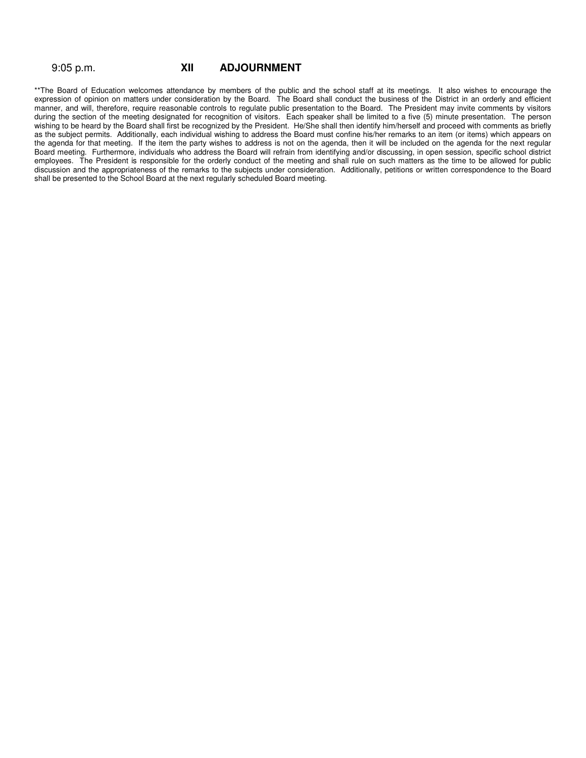9:05 p.m. **XII ADJOURNMENT**

**The Board of Education welcomes attendance by members of the public and the school staff at its meetings. It also wishes to encourage the expression of opinion on matters under consideration by the Board. The Board shall conduct the business of the District in an orderly and efficient manner, and will, therefore, require reasonable controls to regulate public presentation to the Board. The President may invite comments by visitors during the section of the meeting designated for recognition of visitors. Each speaker shall be limited to a five (5) minute presentation. The person wishing to be heard by the Board shall first be recognized by the President. He/She shall then identify him/herself and proceed with comments as briefly as the subject permits. Additionally, each individual wishing to address the Board must confine his/her remarks to an item (or items) which appears on the agenda for that meeting. If the item the party wishes to address is not on the agenda, then it will be included on the agenda for the next regular Board meeting. Furthermore, individuals who address the Board will refrain from identifying and/or discussing, in open session, specific school district employees. The President is responsible for the orderly conduct of the meeting and shall rule on such matters as the time to be allowed for public discussion and the appropriateness of the remarks to the subjects under consideration. Additionally, petitions or written correspondence to the Board shall be presented to the School Board at the next regularly scheduled Board meeting.